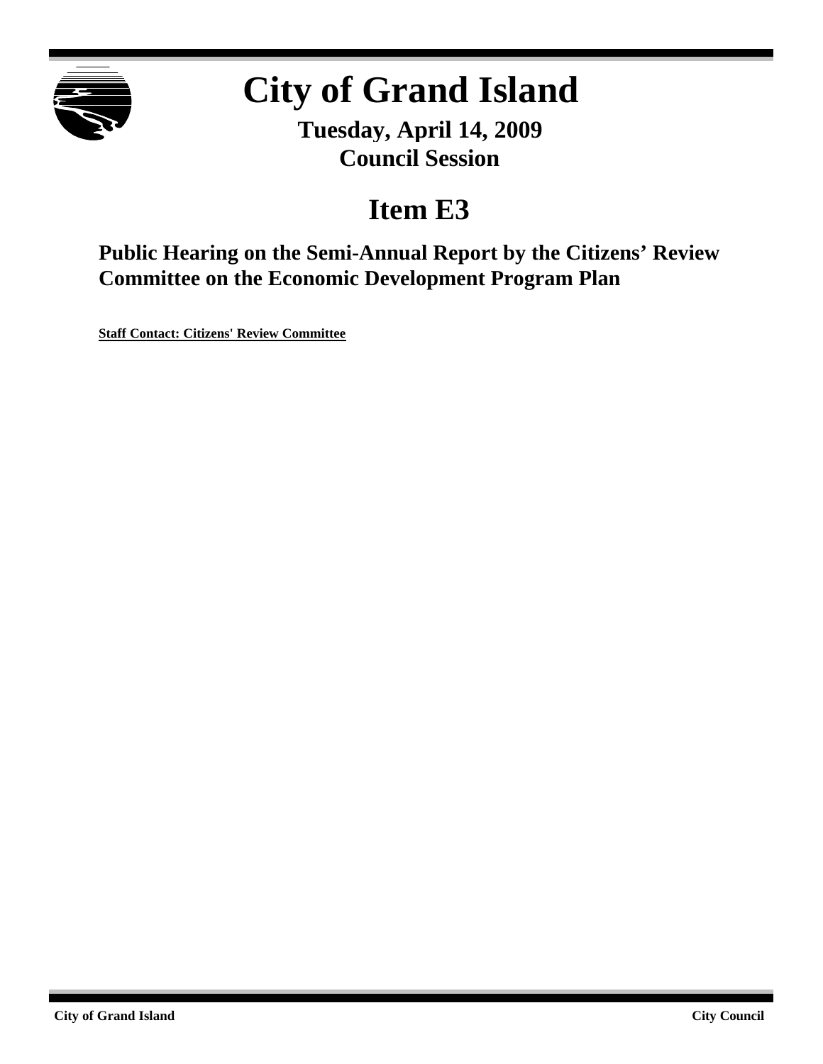# City of Grand Island

**Tuesday, April 14, 2009**
**Council Session**

## Item E3

### Public Hearing on the Semi-Annual Report by the Citizens' Review Committee on the Economic Development Program Plan

**Staff Contact: Citizens' Review Committee**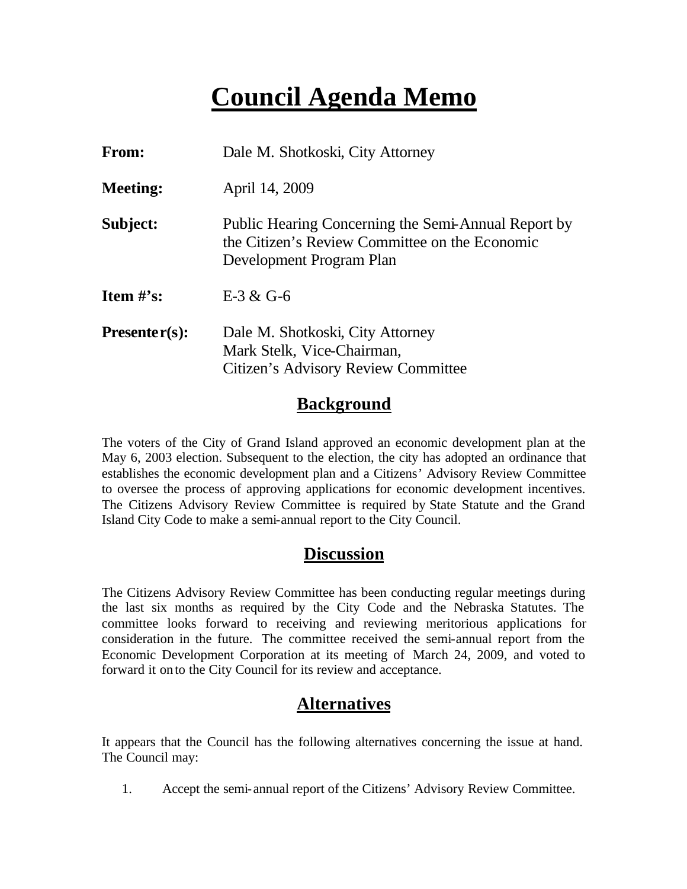# Council Agenda Memo

**From:** Dale M. Shotkoski, City Attorney

**Meeting:** April 14, 2009

**Subject:** Public Hearing Concerning the Semi-Annual Report by the Citizen's Review Committee on the Economic Development Program Plan

**Item #'s:** E-3 & G-6

**Presenter(s):** Dale M. Shotkoski, City Attorney
Mark Stelk, Vice-Chairman,
Citizen's Advisory Review Committee

## Background

The voters of the City of Grand Island approved an economic development plan at the May 6, 2003 election. Subsequent to the election, the city has adopted an ordinance that establishes the economic development plan and a Citizens' Advisory Review Committee to oversee the process of approving applications for economic development incentives. The Citizens Advisory Review Committee is required by State Statute and the Grand Island City Code to make a semi-annual report to the City Council.

## Discussion

The Citizens Advisory Review Committee has been conducting regular meetings during the last six months as required by the City Code and the Nebraska Statutes. The committee looks forward to receiving and reviewing meritorious applications for consideration in the future. The committee received the semi-annual report from the Economic Development Corporation at its meeting of March 24, 2009, and voted to forward it on to the City Council for its review and acceptance.

## Alternatives

It appears that the Council has the following alternatives concerning the issue at hand. The Council may:

1. Accept the semi-annual report of the Citizens' Advisory Review Committee.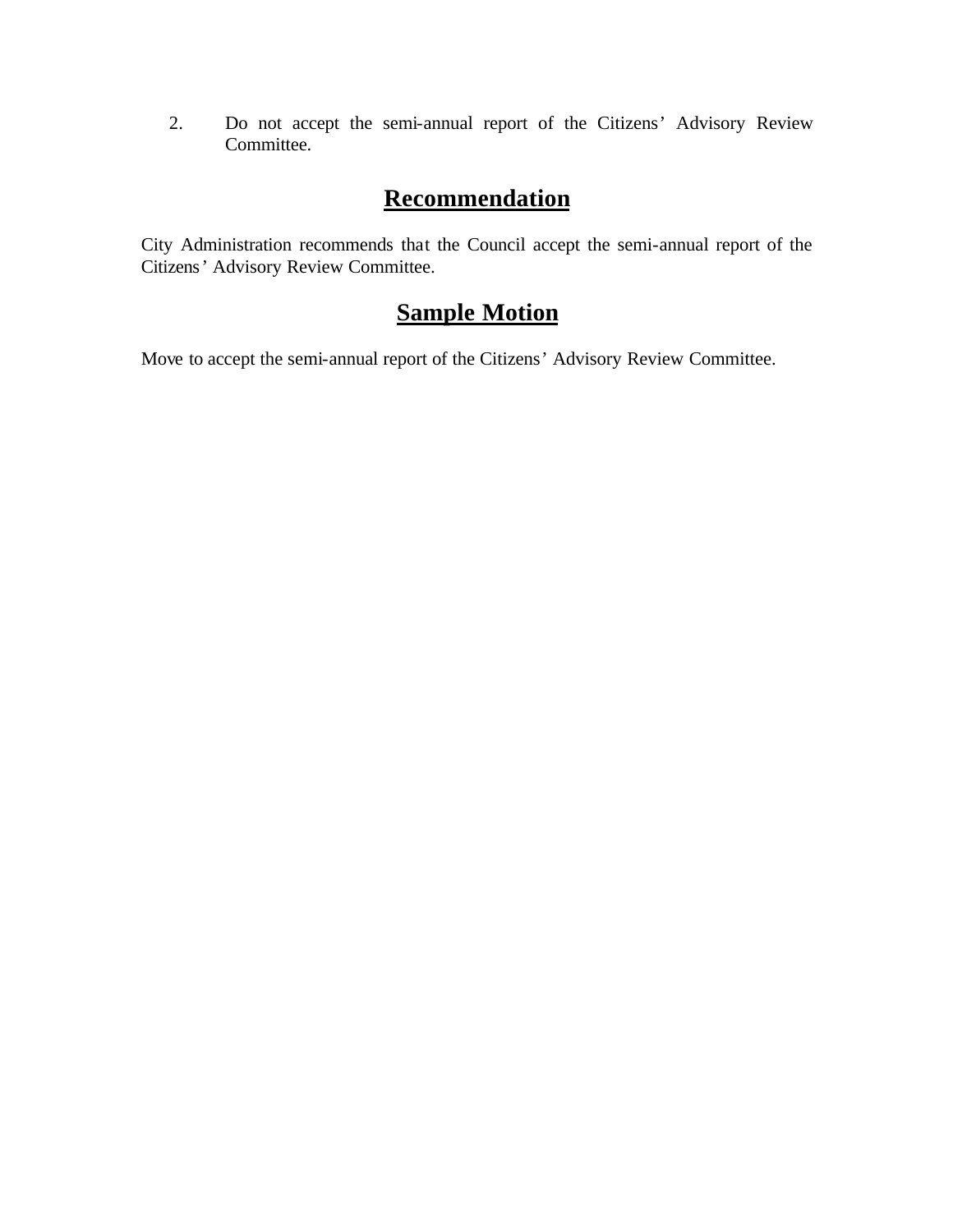2. Do not accept the semi-annual report of the Citizens' Advisory Review Committee.

## Recommendation

City Administration recommends that the Council accept the semi-annual report of the Citizens' Advisory Review Committee.

## Sample Motion

Move to accept the semi-annual report of the Citizens' Advisory Review Committee.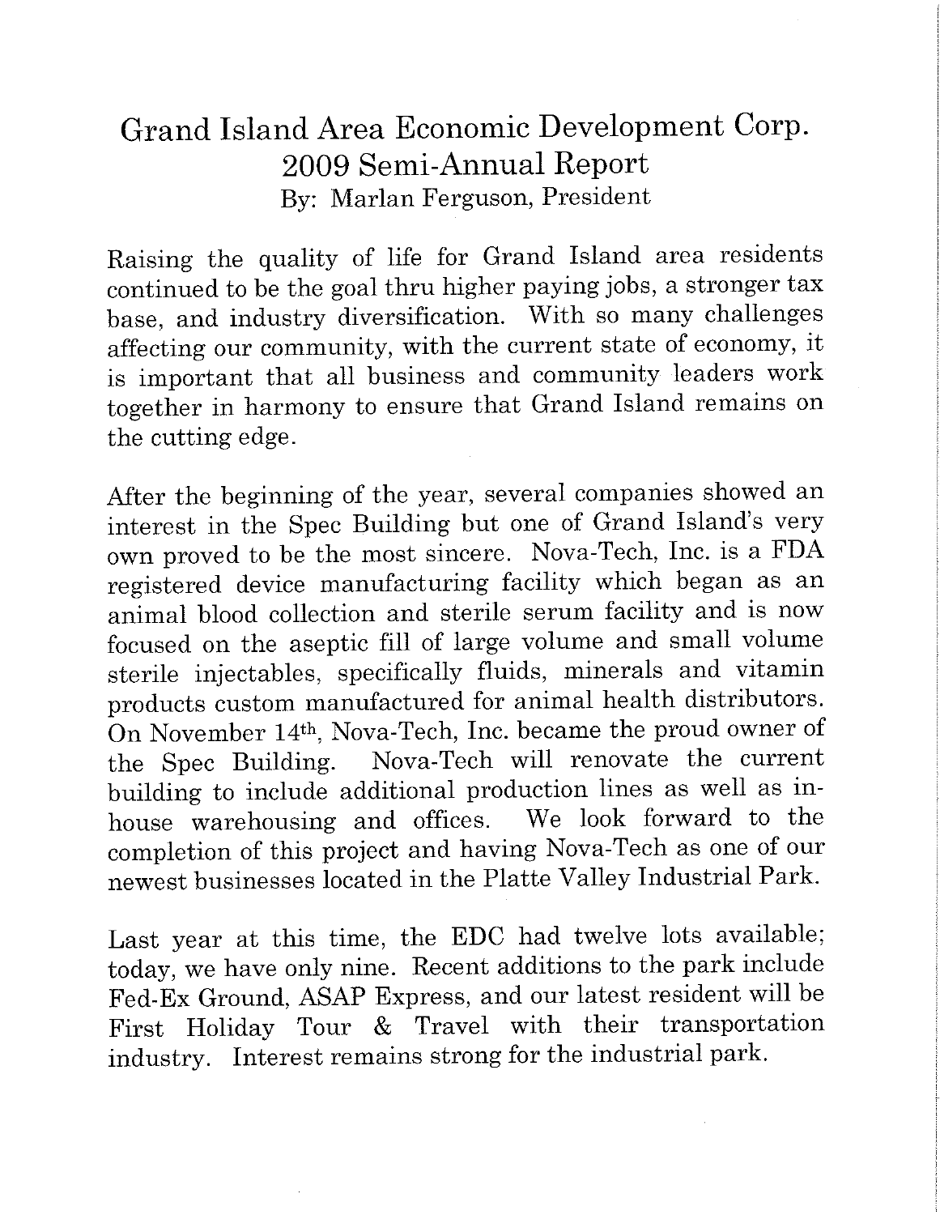# Grand Island Area Economic Development Corp.
## 2009 Semi-Annual Report
By: Marlan Ferguson, President

Raising the quality of life for Grand Island area residents continued to be the goal thru higher paying jobs, a stronger tax base, and industry diversification. With so many challenges affecting our community, with the current state of economy, it is important that all business and community leaders work together in harmony to ensure that Grand Island remains on the cutting edge.

After the beginning of the year, several companies showed an interest in the Spec Building but one of Grand Island's very own proved to be the most sincere. Nova-Tech, Inc. is a FDA registered device manufacturing facility which began as an animal blood collection and sterile serum facility and is now focused on the aseptic fill of large volume and small volume sterile injectables, specifically fluids, minerals and vitamin products custom manufactured for animal health distributors. On November 14th, Nova-Tech, Inc. became the proud owner of the Spec Building. Nova-Tech will renovate the current building to include additional production lines as well as in-house warehousing and offices. We look forward to the completion of this project and having Nova-Tech as one of our newest businesses located in the Platte Valley Industrial Park.

Last year at this time, the EDC had twelve lots available; today, we have only nine. Recent additions to the park include Fed-Ex Ground, ASAP Express, and our latest resident will be First Holiday Tour & Travel with their transportation industry. Interest remains strong for the industrial park.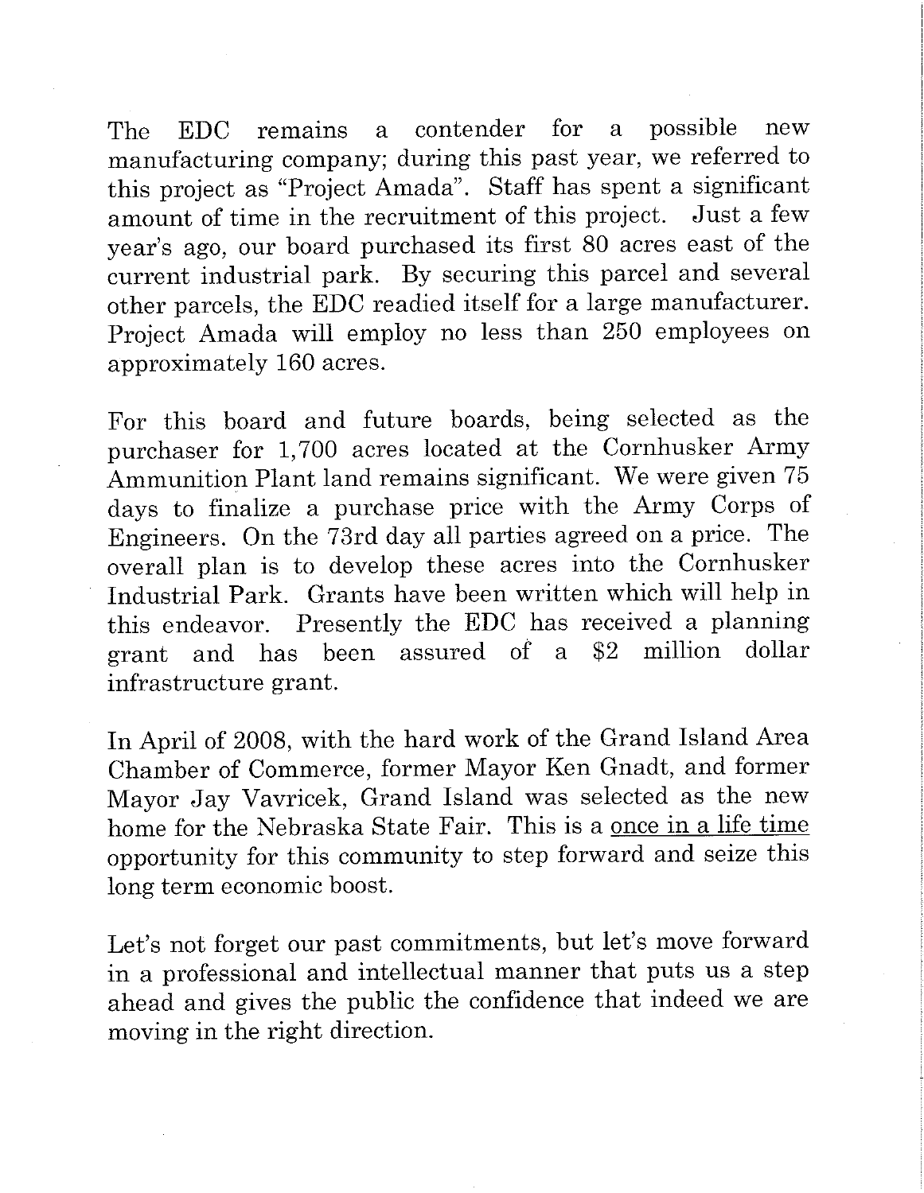The EDC remains a contender for a possible new manufacturing company; during this past year, we referred to this project as "Project Amada". Staff has spent a significant amount of time in the recruitment of this project. Just a few year's ago, our board purchased its first 80 acres east of the current industrial park. By securing this parcel and several other parcels, the EDC readied itself for a large manufacturer. Project Amada will employ no less than 250 employees on approximately 160 acres.

For this board and future boards, being selected as the purchaser for 1,700 acres located at the Cornhusker Army Ammunition Plant land remains significant. We were given 75 days to finalize a purchase price with the Army Corps of Engineers. On the 73rd day all parties agreed on a price. The overall plan is to develop these acres into the Cornhusker Industrial Park. Grants have been written which will help in this endeavor. Presently the EDC has received a planning grant and has been assured of a $2 million dollar infrastructure grant.

In April of 2008, with the hard work of the Grand Island Area Chamber of Commerce, former Mayor Ken Gnadt, and former Mayor Jay Vavricek, Grand Island was selected as the new home for the Nebraska State Fair. This is a <u>once in a life time</u> opportunity for this community to step forward and seize this long term economic boost.

Let's not forget our past commitments, but let's move forward in a professional and intellectual manner that puts us a step ahead and gives the public the confidence that indeed we are moving in the right direction.